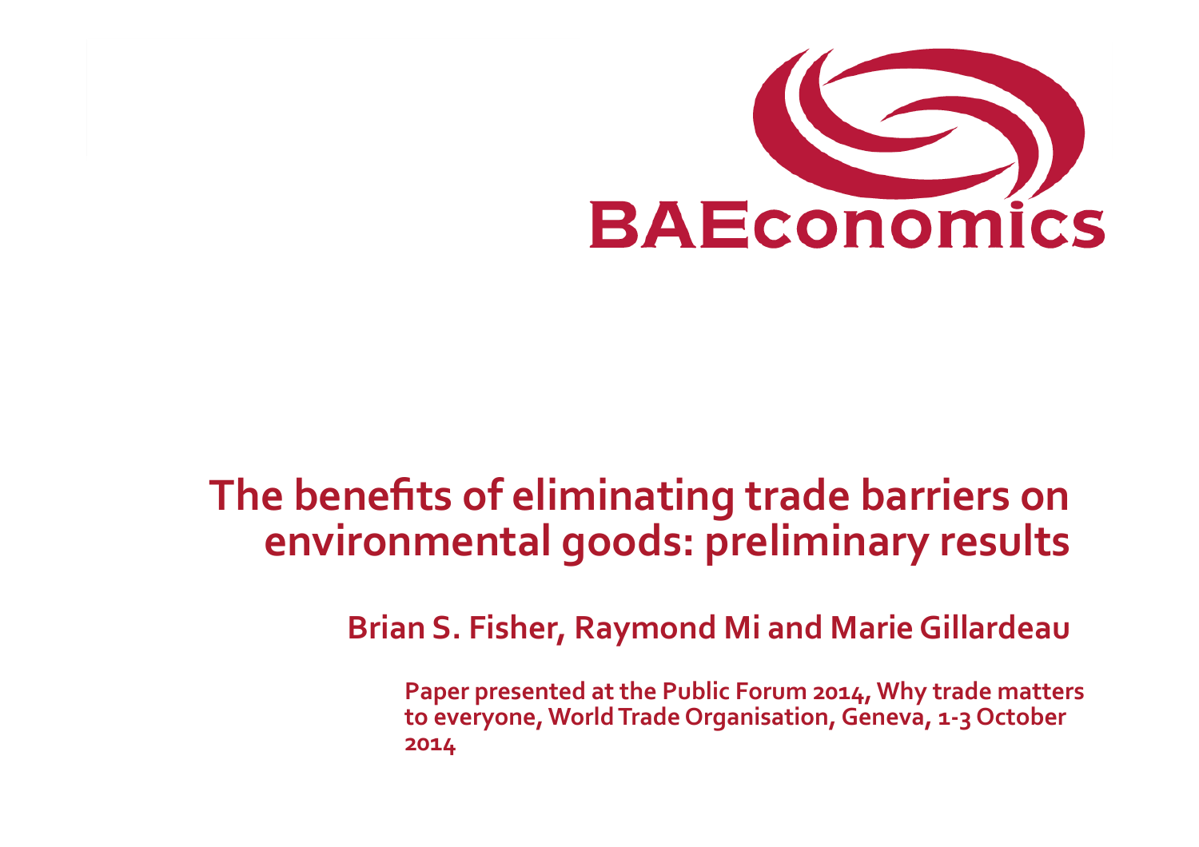BAEconomics

# The benefits of eliminating trade barriers on environmental goods: preliminary results

**Brian S. Fisher, Raymond Mi and Marie Gillardeau**

**Paper presented at the Public Forum 2014, Why trade matters to everyone, World Trade Organisation, Geneva, 1-3 October 2014**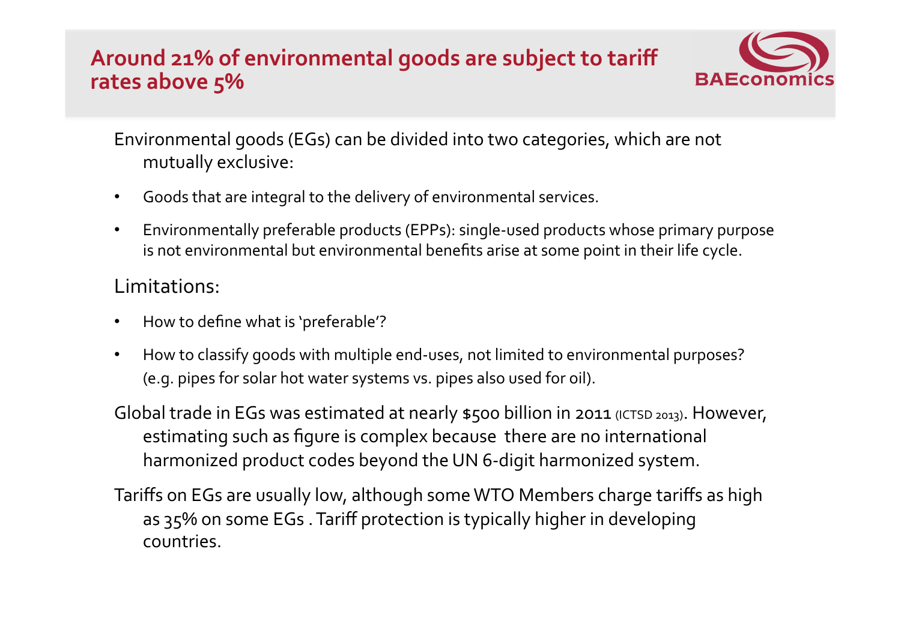## Around 21% of environmental goods are subject to tariff rates above 5%

Environmental goods (EGs) can be divided into two categories, which are not mutually exclusive:

- Goods that are integral to the delivery of environmental services.
- Environmentally preferable products (EPPs): single-used products whose primary purpose is not environmental but environmental benefits arise at some point in their life cycle.

Limitations:

- How to define what is 'preferable'?
- How to classify goods with multiple end-uses, not limited to environmental purposes? (e.g. pipes for solar hot water systems vs. pipes also used for oil).

Global trade in EGs was estimated at nearly $500 billion in 2011 (ICTSD 2013). However, estimating such as figure is complex because there are no international harmonized product codes beyond the UN 6-digit harmonized system.

Tariffs on EGs are usually low, although some WTO Members charge tariffs as high as 35% on some EGs . Tariff protection is typically higher in developing countries.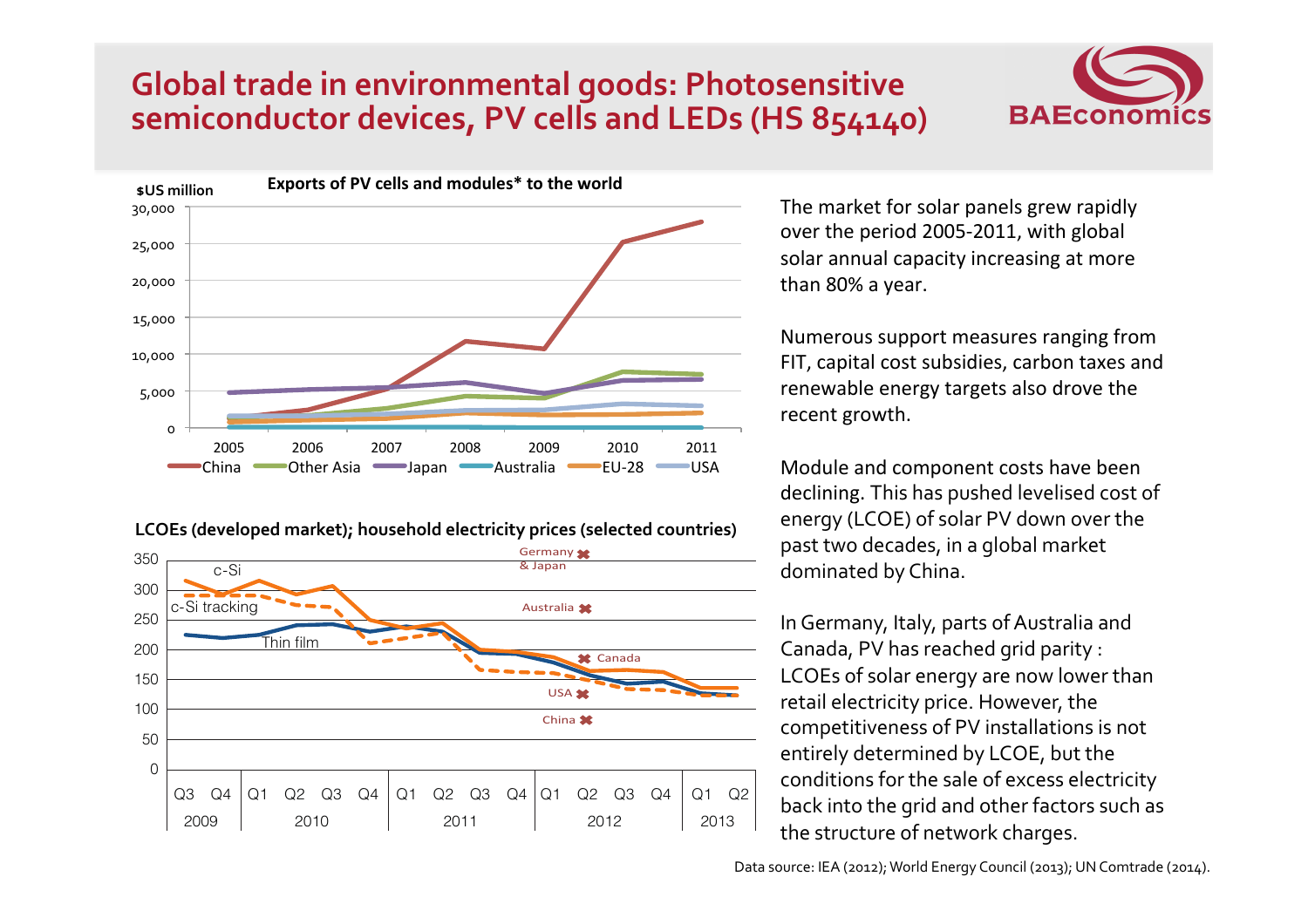# Global trade in environmental goods: Photosensitive semiconductor devices, PV cells and LEDs (HS 854140)

**Exports of PV cells and modules* to the world**

**LCOEs (developed market); household electricity prices (selected countries)**

The market for solar panels grew rapidly over the period 2005-2011, with global solar annual capacity increasing at more than 80% a year.

Numerous support measures ranging from FIT, capital cost subsidies, carbon taxes and renewable energy targets also drove the recent growth.

Module and component costs have been declining. This has pushed levelised cost of energy (LCOE) of solar PV down over the past two decades, in a global market dominated by China.

In Germany, Italy, parts of Australia and Canada, PV has reached grid parity : LCOEs of solar energy are now lower than retail electricity price. However, the competitiveness of PV installations is not entirely determined by LCOE, but the conditions for the sale of excess electricity back into the grid and other factors such as the structure of network charges.

Data source: IEA (2012); World Energy Council (2013); UN Comtrade (2014).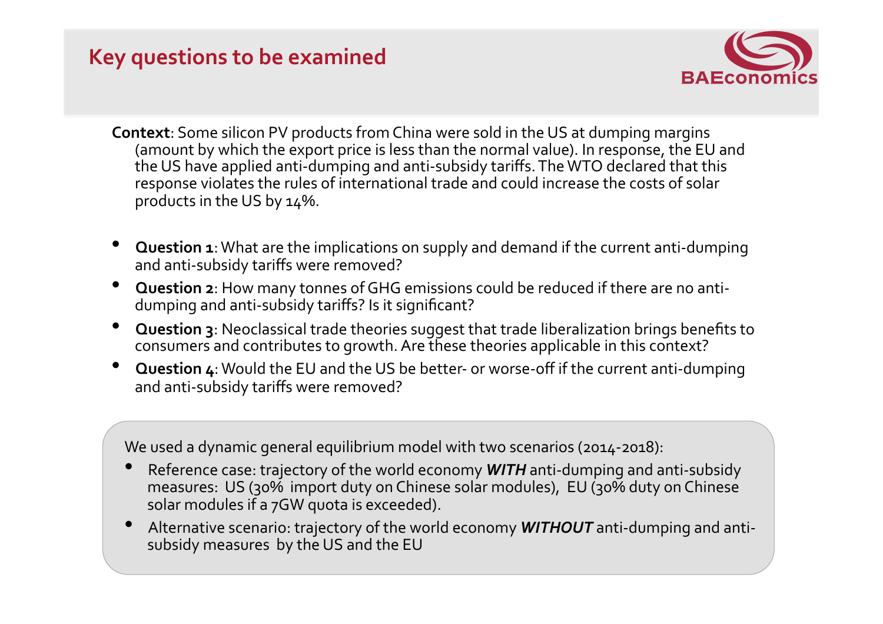# Key questions to be examined

**Context**: Some silicon PV products from China were sold in the US at dumping margins (amount by which the export price is less than the normal value). In response, the EU and the US have applied anti-dumping and anti-subsidy tariffs. The WTO declared that this response violates the rules of international trade and could increase the costs of solar products in the US by 14%.

- **Question 1**: What are the implications on supply and demand if the current anti-dumping and anti-subsidy tariffs were removed?
- **Question 2**: How many tonnes of GHG emissions could be reduced if there are no anti-dumping and anti-subsidy tariffs? Is it significant?
- **Question 3**: Neoclassical trade theories suggest that trade liberalization brings benefits to consumers and contributes to growth. Are these theories applicable in this context?
- **Question 4**: Would the EU and the US be better- or worse-off if the current anti-dumping and anti-subsidy tariffs were removed?

We used a dynamic general equilibrium model with two scenarios (2014-2018):

- Reference case: trajectory of the world economy ***WITH*** anti-dumping and anti-subsidy measures: US (30% import duty on Chinese solar modules), EU (30% duty on Chinese solar modules if a 7GW quota is exceeded).
- Alternative scenario: trajectory of the world economy ***WITHOUT*** anti-dumping and anti-subsidy measures by the US and the EU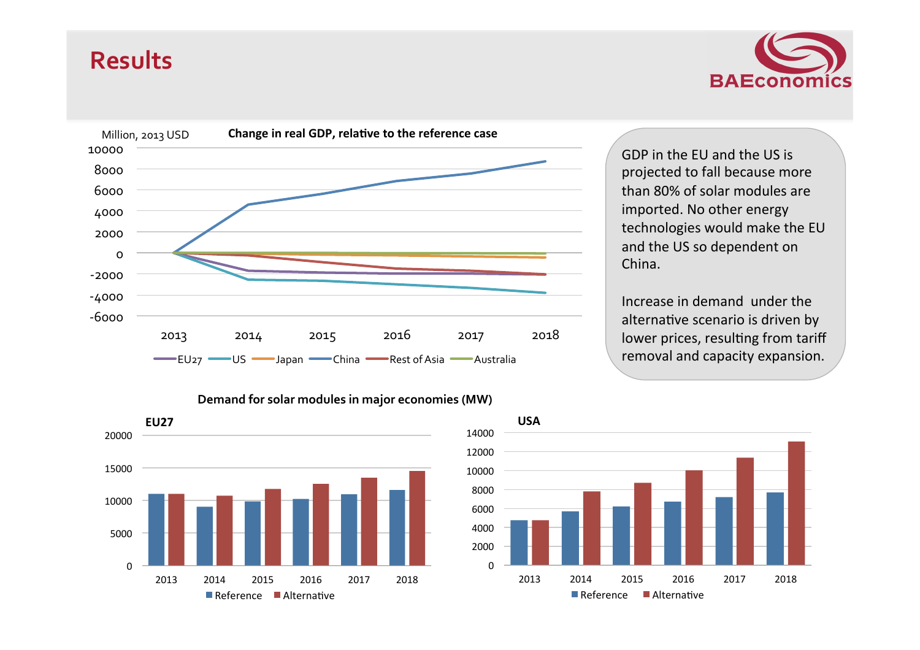# Results

BAEconomics

**Change in real GDP, relative to the reference case**

Million, 2013 USD

10000
8000
6000
4000
2000
0
-2000
-4000
-6000

2013 2014 2015 2016 2017 2018

EU27 US Japan China Rest of Asia Australia

GDP in the EU and the US is projected to fall because more than 80% of solar modules are imported. No other energy technologies would make the EU and the US so dependent on China.

Increase in demand under the alternative scenario is driven by lower prices, resulting from tariff removal and capacity expansion.

**Demand for solar modules in major economies (MW)**

**EU27**

20000
15000
10000
5000
0

2013 2014 2015 2016 2017 2018

Reference Alternative

**USA**

14000
12000
10000
8000
6000
4000
2000
0

2013 2014 2015 2016 2017 2018

Reference Alternative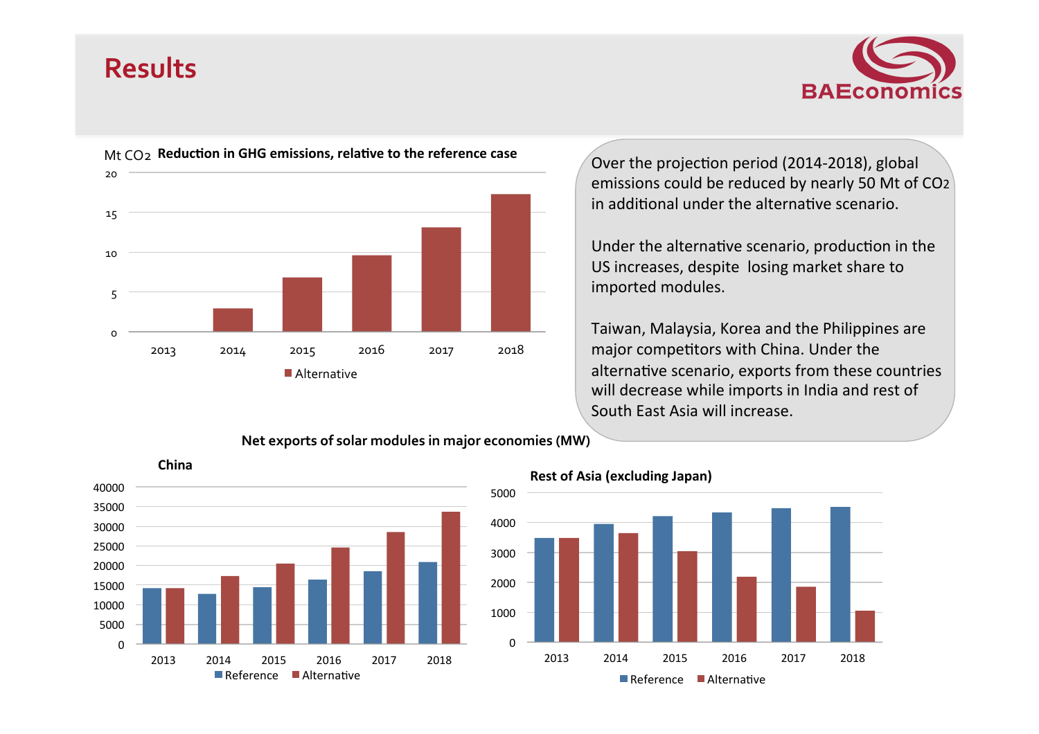# Results

**Mt $CO_2$ Reduction in GHG emissions, relative to the reference case**

Over the projection period (2014-2018), global emissions could be reduced by nearly 50 Mt of $CO_2$ in additional under the alternative scenario.

Under the alternative scenario, production in the US increases, despite losing market share to imported modules.

Taiwan, Malaysia, Korea and the Philippines are major competitors with China. Under the alternative scenario, exports from these countries will decrease while imports in India and rest of South East Asia will increase.

**Net exports of solar modules in major economies (MW)**

**China**

**Rest of Asia (excluding Japan)**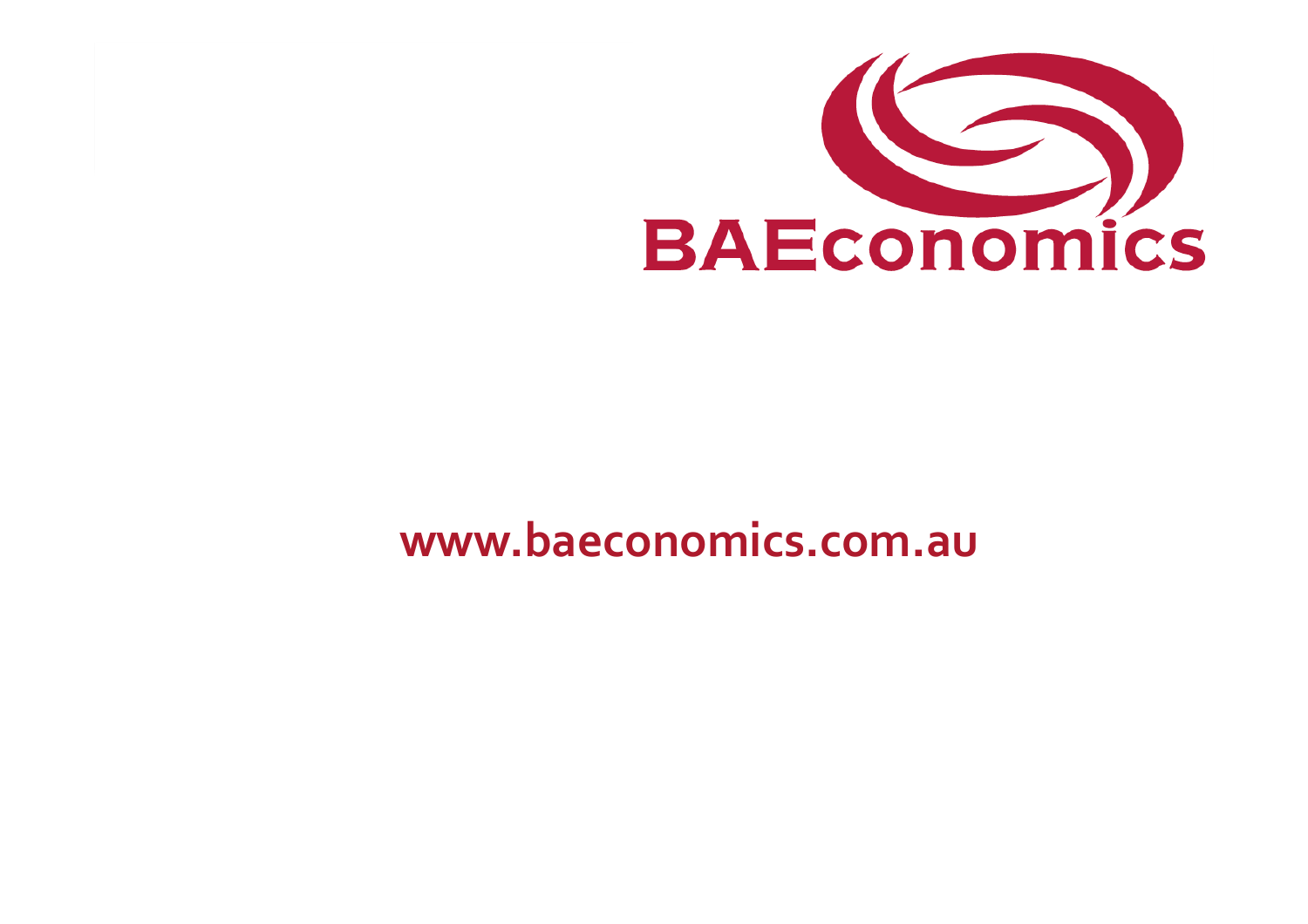BAEconomics

www.baeconomics.com.au